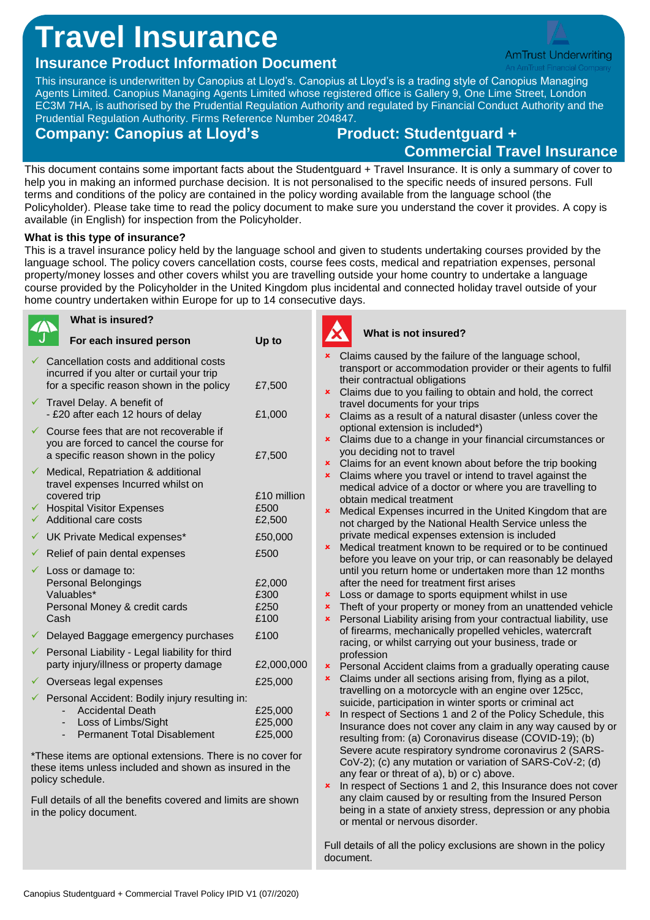# Travel Insurance

## Insurance Product Information Document

AmTrust Underwriting
An AmTrust Financial Company

This insurance is underwritten by Canopius at Lloyd's. Canopius at Lloyd's is a trading style of Canopius Managing Agents Limited. Canopius Managing Agents Limited whose registered office is Gallery 9, One Lime Street, London EC3M 7HA, is authorised by the Prudential Regulation Authority and regulated by Financial Conduct Authority and the Prudential Regulation Authority. Firms Reference Number 204847.

**Company: Canopius at Lloyd's**

**Product: Studentguard + Commercial Travel Insurance**

This document contains some important facts about the Studentguard + Travel Insurance. It is only a summary of cover to help you in making an informed purchase decision. It is not personalised to the specific needs of insured persons. Full terms and conditions of the policy are contained in the policy wording available from the language school (the Policyholder). Please take time to read the policy document to make sure you understand the cover it provides. A copy is available (in English) for inspection from the Policyholder.

### What is this type of insurance?

This is a travel insurance policy held by the language school and given to students undertaking courses provided by the language school. The policy covers cancellation costs, course fees costs, medical and repatriation expenses, personal property/money losses and other covers whilst you are travelling outside your home country to undertake a language course provided by the Policyholder in the United Kingdom plus incidental and connected holiday travel outside of your home country undertaken within Europe for up to 14 consecutive days.

### What is insured?

| For each insured person | Up to |
|---|---|
| ✓ Cancellation costs and additional costs incurred if you alter or curtail your trip for a specific reason shown in the policy | £7,500 |
| ✓ Travel Delay. A benefit of - £20 after each 12 hours of delay | £1,000 |
| ✓ Course fees that are not recoverable if you are forced to cancel the course for a specific reason shown in the policy | £7,500 |
| ✓ Medical, Repatriation & additional travel expenses Incurred whilst on covered trip | £10 million |
| ✓ Hospital Visitor Expenses | £500 |
| ✓ Additional care costs | £2,500 |
| ✓ UK Private Medical expenses* | £50,000 |
| ✓ Relief of pain dental expenses | £500 |
| ✓ Loss or damage to: | |
| Personal Belongings | £2,000 |
| Valuables* | £300 |
| Personal Money & credit cards | £250 |
| Cash | £100 |
| ✓ Delayed Baggage emergency purchases | £100 |
| ✓ Personal Liability - Legal liability for third party injury/illness or property damage | £2,000,000 |
| ✓ Overseas legal expenses | £25,000 |
| ✓ Personal Accident: Bodily injury resulting in: | |
| - Accidental Death | £25,000 |
| - Loss of Limbs/Sight | £25,000 |
| - Permanent Total Disablement | £25,000 |

*These items are optional extensions. There is no cover for these items unless included and shown as insured in the policy schedule.

Full details of all the benefits covered and limits are shown in the policy document.

### What is not insured?

- Claims caused by the failure of the language school, transport or accommodation provider or their agents to fulfil their contractual obligations
- Claims due to you failing to obtain and hold, the correct travel documents for your trips
- Claims as a result of a natural disaster (unless cover the optional extension is included*)
- Claims due to a change in your financial circumstances or you deciding not to travel
- Claims for an event known about before the trip booking
- Claims where you travel or intend to travel against the medical advice of a doctor or where you are travelling to obtain medical treatment
- Medical Expenses incurred in the United Kingdom that are not charged by the National Health Service unless the private medical expenses extension is included
- Medical treatment known to be required or to be continued before you leave on your trip, or can reasonably be delayed until you return home or undertaken more than 12 months after the need for treatment first arises
- Loss or damage to sports equipment whilst in use
- Theft of your property or money from an unattended vehicle
- Personal Liability arising from your contractual liability, use of firearms, mechanically propelled vehicles, watercraft racing, or whilst carrying out your business, trade or profession
- Personal Accident claims from a gradually operating cause
- Claims under all sections arising from, flying as a pilot, travelling on a motorcycle with an engine over 125cc, suicide, participation in winter sports or criminal act
- In respect of Sections 1 and 2 of the Policy Schedule, this Insurance does not cover any claim in any way caused by or resulting from: (a) Coronavirus disease (COVID-19); (b) Severe acute respiratory syndrome coronavirus 2 (SARS-CoV-2); (c) any mutation or variation of SARS-CoV-2; (d) any fear or threat of a), b) or c) above.
- In respect of Sections 1 and 2, this Insurance does not cover any claim caused by or resulting from the Insured Person being in a state of anxiety stress, depression or any phobia or mental or nervous disorder.

Full details of all the policy exclusions are shown in the policy document.

Canopius Studentguard + Commercial Travel Policy IPID V1 (07//2020)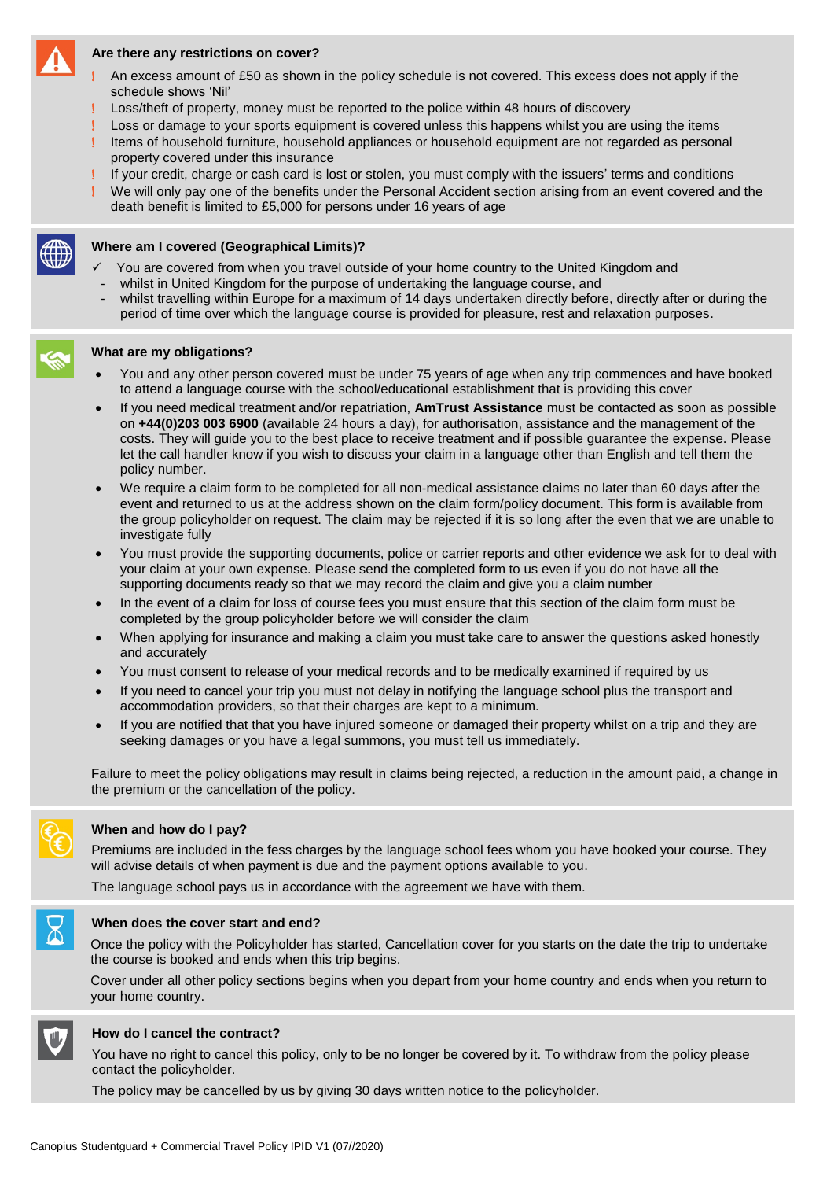### Are there any restrictions on cover?

- ! An excess amount of £50 as shown in the policy schedule is not covered. This excess does not apply if the schedule shows 'Nil'
- ! Loss/theft of property, money must be reported to the police within 48 hours of discovery
- ! Loss or damage to your sports equipment is covered unless this happens whilst you are using the items
- ! Items of household furniture, household appliances or household equipment are not regarded as personal property covered under this insurance
- ! If your credit, charge or cash card is lost or stolen, you must comply with the issuers' terms and conditions
- ! We will only pay one of the benefits under the Personal Accident section arising from an event covered and the death benefit is limited to £5,000 for persons under 16 years of age

### Where am I covered (Geographical Limits)?

✓ You are covered from when you travel outside of your home country to the United Kingdom and

- whilst in United Kingdom for the purpose of undertaking the language course, and
- whilst travelling within Europe for a maximum of 14 days undertaken directly before, directly after or during the period of time over which the language course is provided for pleasure, rest and relaxation purposes.

### What are my obligations?

- You and any other person covered must be under 75 years of age when any trip commences and have booked to attend a language course with the school/educational establishment that is providing this cover
- If you need medical treatment and/or repatriation, **AmTrust Assistance** must be contacted as soon as possible on **+44(0)203 003 6900** (available 24 hours a day), for authorisation, assistance and the management of the costs. They will guide you to the best place to receive treatment and if possible guarantee the expense. Please let the call handler know if you wish to discuss your claim in a language other than English and tell them the policy number.
- We require a claim form to be completed for all non-medical assistance claims no later than 60 days after the event and returned to us at the address shown on the claim form/policy document. This form is available from the group policyholder on request. The claim may be rejected if it is so long after the even that we are unable to investigate fully
- You must provide the supporting documents, police or carrier reports and other evidence we ask for to deal with your claim at your own expense. Please send the completed form to us even if you do not have all the supporting documents ready so that we may record the claim and give you a claim number
- In the event of a claim for loss of course fees you must ensure that this section of the claim form must be completed by the group policyholder before we will consider the claim
- When applying for insurance and making a claim you must take care to answer the questions asked honestly and accurately
- You must consent to release of your medical records and to be medically examined if required by us
- If you need to cancel your trip you must not delay in notifying the language school plus the transport and accommodation providers, so that their charges are kept to a minimum.
- If you are notified that that you have injured someone or damaged their property whilst on a trip and they are seeking damages or you have a legal summons, you must tell us immediately.

Failure to meet the policy obligations may result in claims being rejected, a reduction in the amount paid, a change in the premium or the cancellation of the policy.

### When and how do I pay?

Premiums are included in the fess charges by the language school fees whom you have booked your course. They will advise details of when payment is due and the payment options available to you.

The language school pays us in accordance with the agreement we have with them.

### When does the cover start and end?

Once the policy with the Policyholder has started, Cancellation cover for you starts on the date the trip to undertake the course is booked and ends when this trip begins.

Cover under all other policy sections begins when you depart from your home country and ends when you return to your home country.

### How do I cancel the contract?

You have no right to cancel this policy, only to be no longer be covered by it. To withdraw from the policy please contact the policyholder.

The policy may be cancelled by us by giving 30 days written notice to the policyholder.